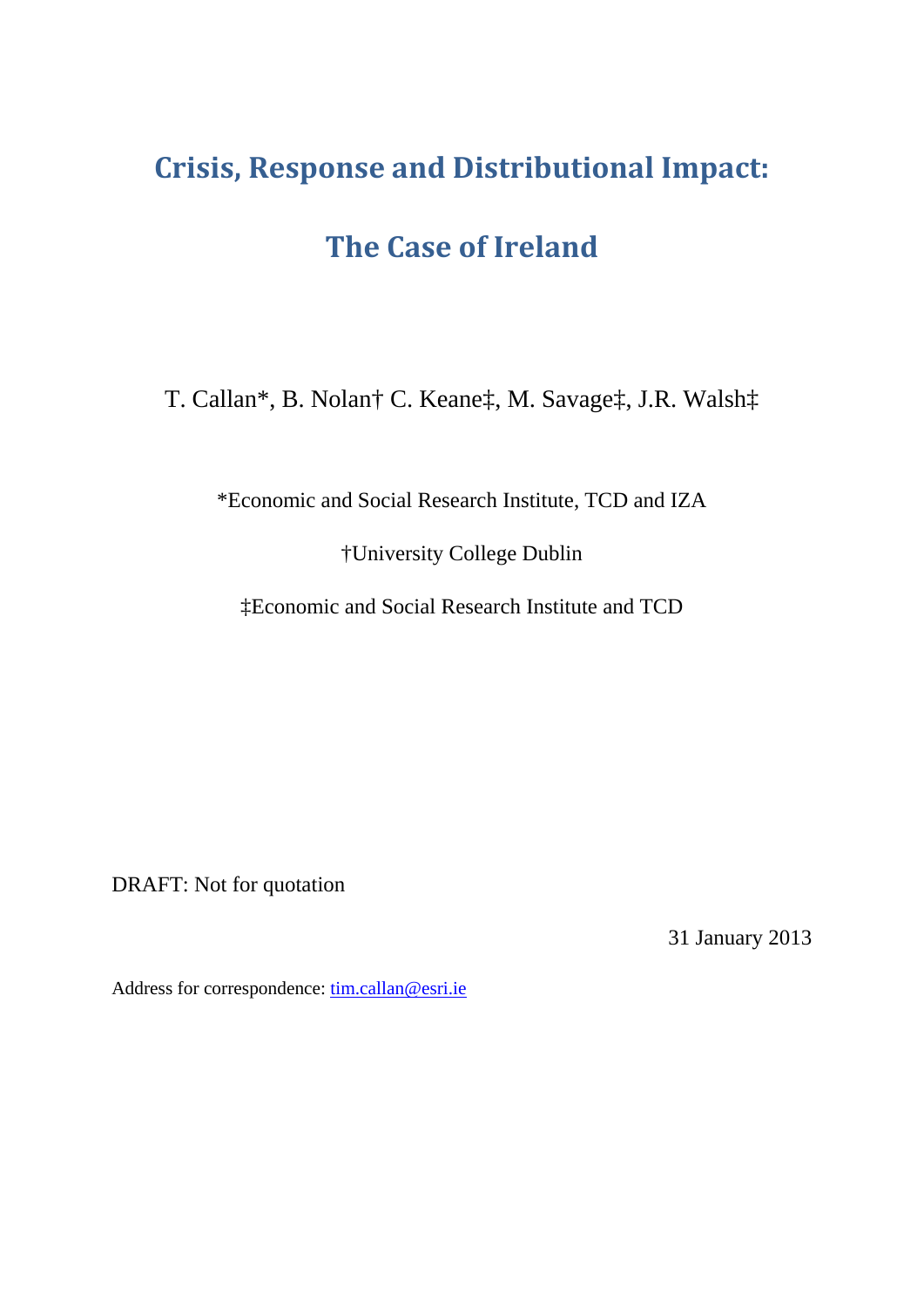# Crisis, Response and Distributional Impact:

# The Case of Ireland

T. Callan*, B. Nolan† C. Keane‡, M. Savage‡, J.R. Walsh‡

*Economic and Social Research Institute, TCD and IZA

†University College Dublin

‡Economic and Social Research Institute and TCD

DRAFT: Not for quotation

31 January 2013

Address for correspondence: tim.callan@esri.ie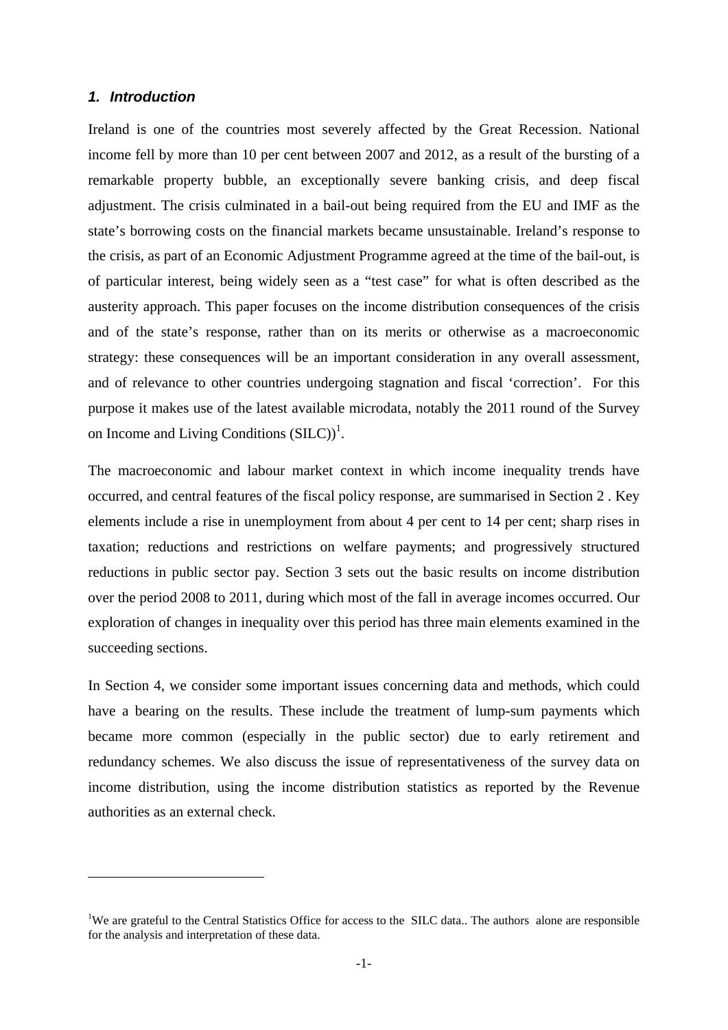## *1. Introduction*

Ireland is one of the countries most severely affected by the Great Recession. National income fell by more than 10 per cent between 2007 and 2012, as a result of the bursting of a remarkable property bubble, an exceptionally severe banking crisis, and deep fiscal adjustment. The crisis culminated in a bail-out being required from the EU and IMF as the state's borrowing costs on the financial markets became unsustainable. Ireland's response to the crisis, as part of an Economic Adjustment Programme agreed at the time of the bail-out, is of particular interest, being widely seen as a "test case" for what is often described as the austerity approach. This paper focuses on the income distribution consequences of the crisis and of the state's response, rather than on its merits or otherwise as a macroeconomic strategy: these consequences will be an important consideration in any overall assessment, and of relevance to other countries undergoing stagnation and fiscal 'correction'. For this purpose it makes use of the latest available microdata, notably the 2011 round of the Survey on Income and Living Conditions (SILC))[1].

The macroeconomic and labour market context in which income inequality trends have occurred, and central features of the fiscal policy response, are summarised in Section 2 . Key elements include a rise in unemployment from about 4 per cent to 14 per cent; sharp rises in taxation; reductions and restrictions on welfare payments; and progressively structured reductions in public sector pay. Section 3 sets out the basic results on income distribution over the period 2008 to 2011, during which most of the fall in average incomes occurred. Our exploration of changes in inequality over this period has three main elements examined in the succeeding sections.

In Section 4, we consider some important issues concerning data and methods, which could have a bearing on the results. These include the treatment of lump-sum payments which became more common (especially in the public sector) due to early retirement and redundancy schemes. We also discuss the issue of representativeness of the survey data on income distribution, using the income distribution statistics as reported by the Revenue authorities as an external check.

---

[1]We are grateful to the Central Statistics Office for access to the SILC data.. The authors alone are responsible for the analysis and interpretation of these data.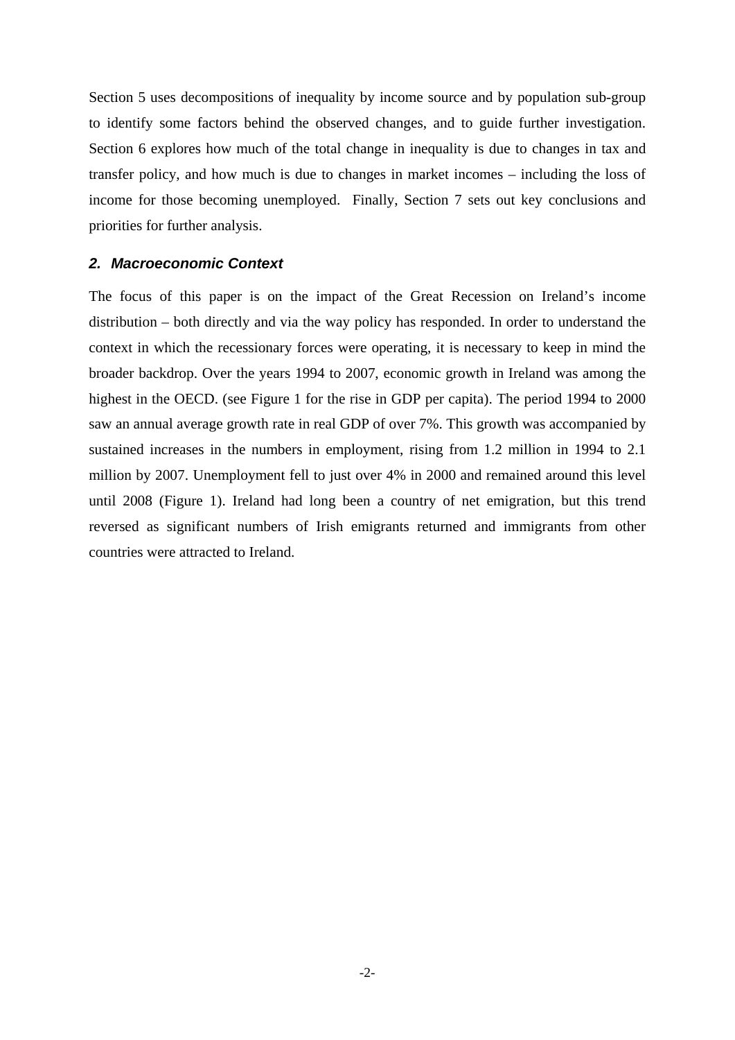Section 5 uses decompositions of inequality by income source and by population sub-group to identify some factors behind the observed changes, and to guide further investigation. Section 6 explores how much of the total change in inequality is due to changes in tax and transfer policy, and how much is due to changes in market incomes – including the loss of income for those becoming unemployed.  Finally, Section 7 sets out key conclusions and priorities for further analysis.

## *2. Macroeconomic Context*

The focus of this paper is on the impact of the Great Recession on Ireland's income distribution – both directly and via the way policy has responded. In order to understand the context in which the recessionary forces were operating, it is necessary to keep in mind the broader backdrop. Over the years 1994 to 2007, economic growth in Ireland was among the highest in the OECD. (see Figure 1 for the rise in GDP per capita). The period 1994 to 2000 saw an annual average growth rate in real GDP of over 7%. This growth was accompanied by sustained increases in the numbers in employment, rising from 1.2 million in 1994 to 2.1 million by 2007. Unemployment fell to just over 4% in 2000 and remained around this level until 2008 (Figure 1). Ireland had long been a country of net emigration, but this trend reversed as significant numbers of Irish emigrants returned and immigrants from other countries were attracted to Ireland.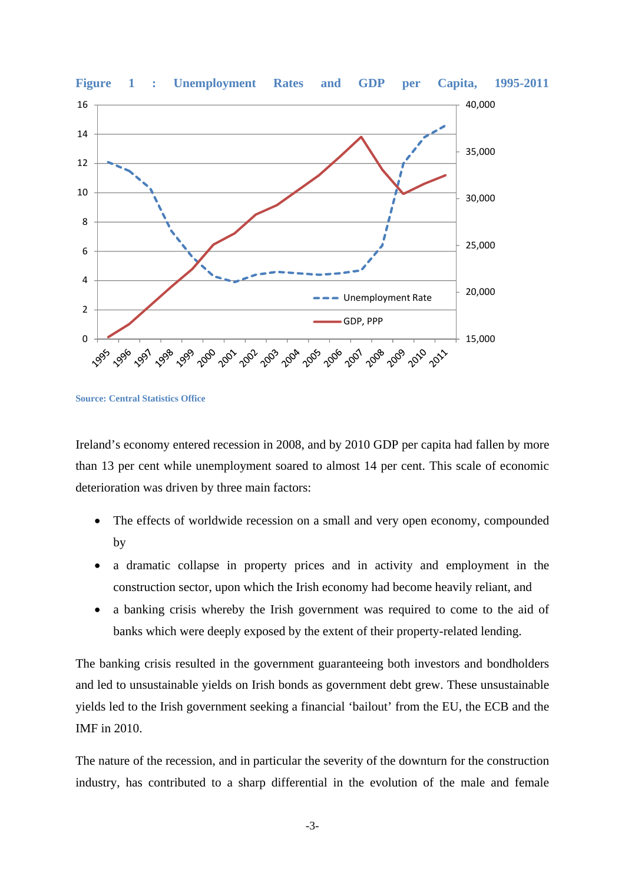**Figure 1 : Unemployment Rates and GDP per Capita, 1995-2011**

**Source: Central Statistics Office**

Ireland's economy entered recession in 2008, and by 2010 GDP per capita had fallen by more than 13 per cent while unemployment soared to almost 14 per cent. This scale of economic deterioration was driven by three main factors:

- The effects of worldwide recession on a small and very open economy, compounded by
- a dramatic collapse in property prices and in activity and employment in the construction sector, upon which the Irish economy had become heavily reliant, and
- a banking crisis whereby the Irish government was required to come to the aid of banks which were deeply exposed by the extent of their property-related lending.

The banking crisis resulted in the government guaranteeing both investors and bondholders and led to unsustainable yields on Irish bonds as government debt grew. These unsustainable yields led to the Irish government seeking a financial 'bailout' from the EU, the ECB and the IMF in 2010.

The nature of the recession, and in particular the severity of the downturn for the construction industry, has contributed to a sharp differential in the evolution of the male and female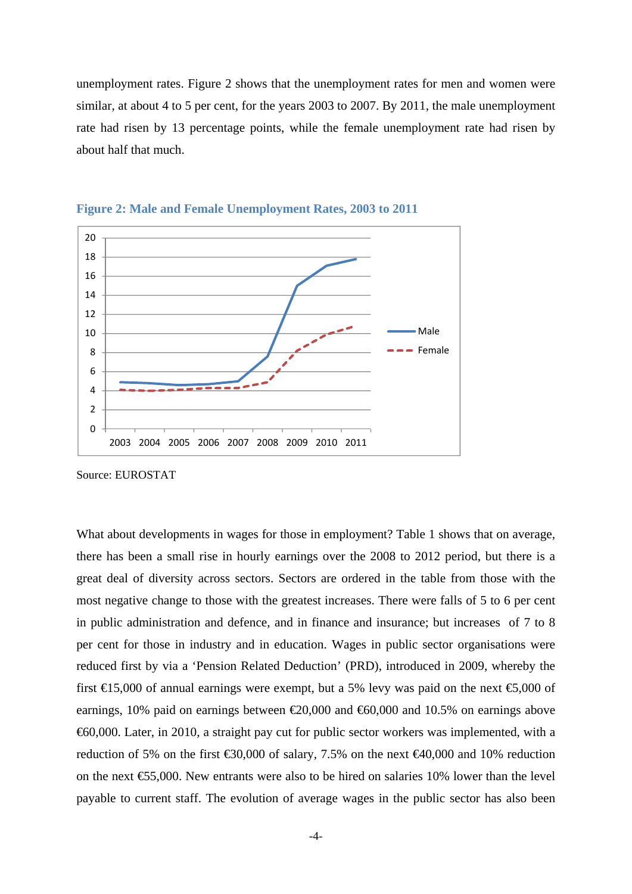unemployment rates. Figure 2 shows that the unemployment rates for men and women were similar, at about 4 to 5 per cent, for the years 2003 to 2007. By 2011, the male unemployment rate had risen by 13 percentage points, while the female unemployment rate had risen by about half that much.

**Figure 2: Male and Female Unemployment Rates, 2003 to 2011**

Source: EUROSTAT

What about developments in wages for those in employment? Table 1 shows that on average, there has been a small rise in hourly earnings over the 2008 to 2012 period, but there is a great deal of diversity across sectors. Sectors are ordered in the table from those with the most negative change to those with the greatest increases. There were falls of 5 to 6 per cent in public administration and defence, and in finance and insurance; but increases of 7 to 8 per cent for those in industry and in education. Wages in public sector organisations were reduced first by via a 'Pension Related Deduction' (PRD), introduced in 2009, whereby the first €15,000 of annual earnings were exempt, but a 5% levy was paid on the next €5,000 of earnings, 10% paid on earnings between €20,000 and €60,000 and 10.5% on earnings above €60,000. Later, in 2010, a straight pay cut for public sector workers was implemented, with a reduction of 5% on the first €30,000 of salary, 7.5% on the next €40,000 and 10% reduction on the next €55,000. New entrants were also to be hired on salaries 10% lower than the level payable to current staff. The evolution of average wages in the public sector has also been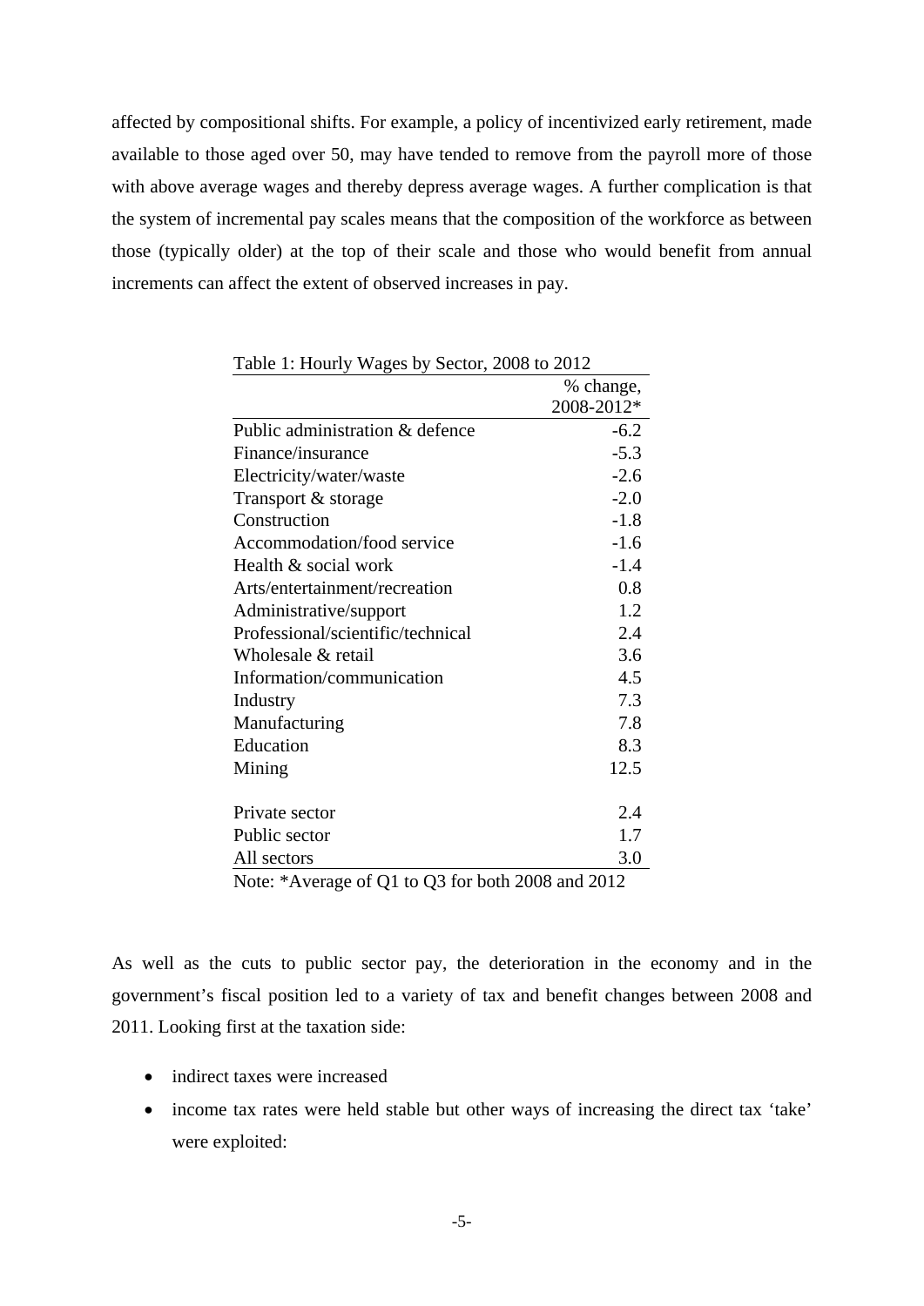affected by compositional shifts. For example, a policy of incentivized early retirement, made available to those aged over 50, may have tended to remove from the payroll more of those with above average wages and thereby depress average wages. A further complication is that the system of incremental pay scales means that the composition of the workforce as between those (typically older) at the top of their scale and those who would benefit from annual increments can affect the extent of observed increases in pay.

Table 1: Hourly Wages by Sector, 2008 to 2012

| | % change, 2008-2012* |
|---|---|
| Public administration & defence | -6.2 |
| Finance/insurance | -5.3 |
| Electricity/water/waste | -2.6 |
| Transport & storage | -2.0 |
| Construction | -1.8 |
| Accommodation/food service | -1.6 |
| Health & social work | -1.4 |
| Arts/entertainment/recreation | 0.8 |
| Administrative/support | 1.2 |
| Professional/scientific/technical | 2.4 |
| Wholesale & retail | 3.6 |
| Information/communication | 4.5 |
| Industry | 7.3 |
| Manufacturing | 7.8 |
| Education | 8.3 |
| Mining | 12.5 |
| | |
| Private sector | 2.4 |
| Public sector | 1.7 |
| All sectors | 3.0 |

Note: *Average of Q1 to Q3 for both 2008 and 2012

As well as the cuts to public sector pay, the deterioration in the economy and in the government's fiscal position led to a variety of tax and benefit changes between 2008 and 2011. Looking first at the taxation side:

- indirect taxes were increased
- income tax rates were held stable but other ways of increasing the direct tax 'take' were exploited: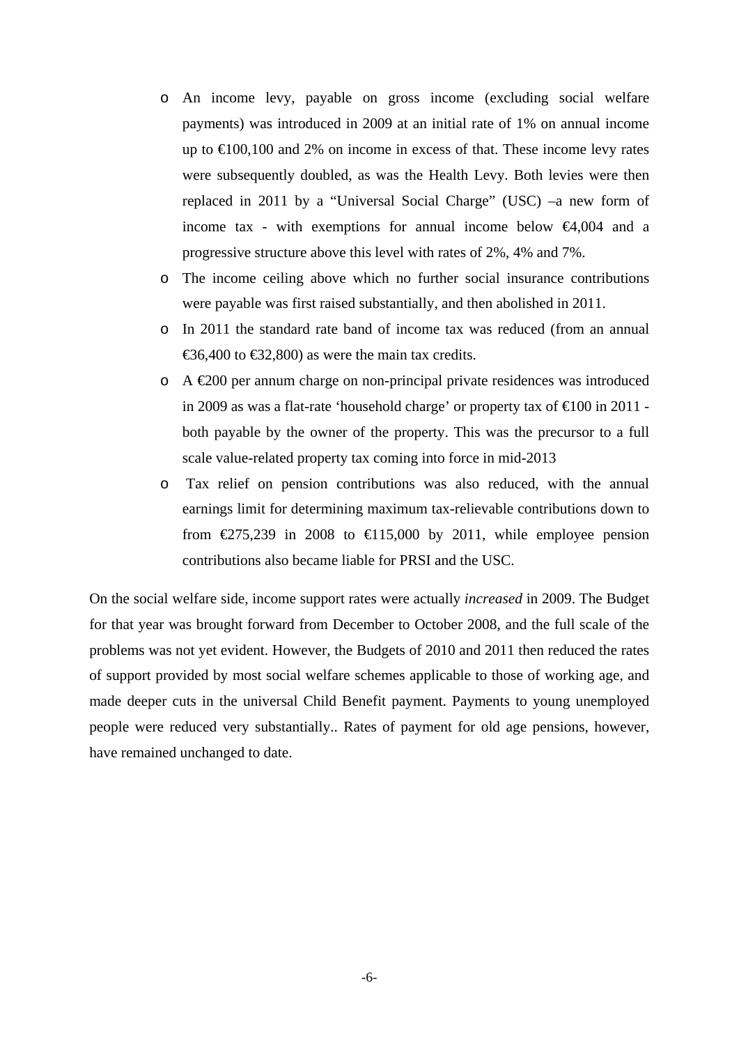- An income levy, payable on gross income (excluding social welfare payments) was introduced in 2009 at an initial rate of 1% on annual income up to €100,100 and 2% on income in excess of that. These income levy rates were subsequently doubled, as was the Health Levy. Both levies were then replaced in 2011 by a "Universal Social Charge" (USC) –a new form of income tax - with exemptions for annual income below €4,004 and a progressive structure above this level with rates of 2%, 4% and 7%.
- The income ceiling above which no further social insurance contributions were payable was first raised substantially, and then abolished in 2011.
- In 2011 the standard rate band of income tax was reduced (from an annual €36,400 to €32,800) as were the main tax credits.
- A €200 per annum charge on non-principal private residences was introduced in 2009 as was a flat-rate 'household charge' or property tax of €100 in 2011 - both payable by the owner of the property. This was the precursor to a full scale value-related property tax coming into force in mid-2013
- Tax relief on pension contributions was also reduced, with the annual earnings limit for determining maximum tax-relievable contributions down to from €275,239 in 2008 to €115,000 by 2011, while employee pension contributions also became liable for PRSI and the USC.

On the social welfare side, income support rates were actually *increased* in 2009. The Budget for that year was brought forward from December to October 2008, and the full scale of the problems was not yet evident. However, the Budgets of 2010 and 2011 then reduced the rates of support provided by most social welfare schemes applicable to those of working age, and made deeper cuts in the universal Child Benefit payment. Payments to young unemployed people were reduced very substantially.. Rates of payment for old age pensions, however, have remained unchanged to date.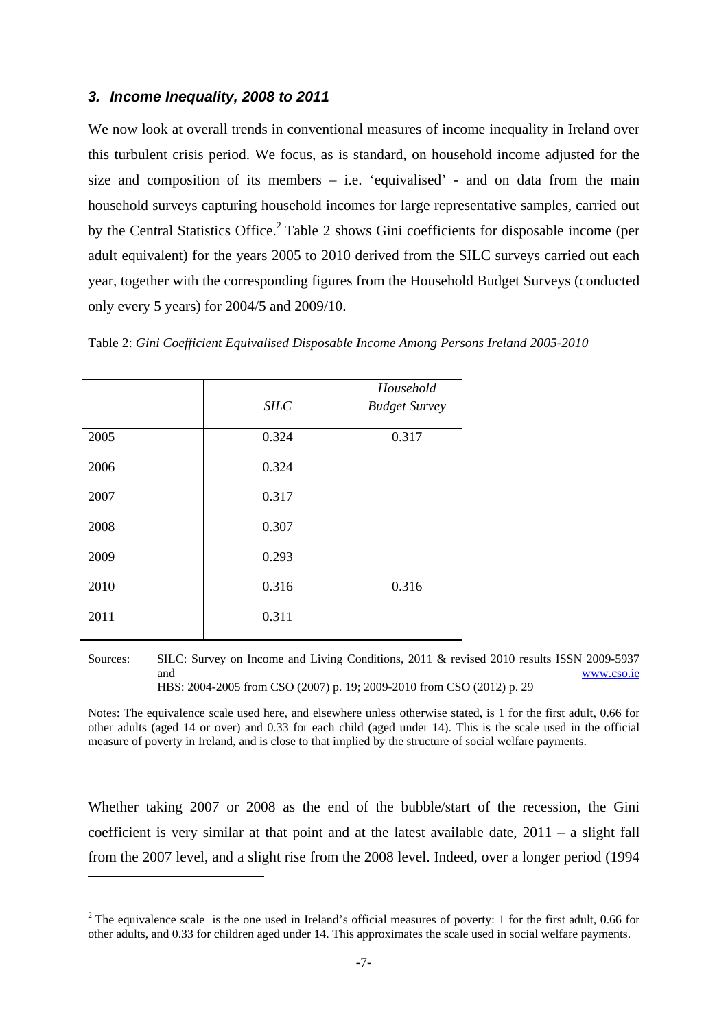### *3. Income Inequality, 2008 to 2011*

We now look at overall trends in conventional measures of income inequality in Ireland over this turbulent crisis period. We focus, as is standard, on household income adjusted for the size and composition of its members – i.e. 'equivalised' - and on data from the main household surveys capturing household incomes for large representative samples, carried out by the Central Statistics Office.[2] Table 2 shows Gini coefficients for disposable income (per adult equivalent) for the years 2005 to 2010 derived from the SILC surveys carried out each year, together with the corresponding figures from the Household Budget Surveys (conducted only every 5 years) for 2004/5 and 2009/10.

Table 2: *Gini Coefficient Equivalised Disposable Income Among Persons Ireland 2005-2010*

| | *SILC* | *Household Budget Survey* |
|---|---|---|
| 2005 | 0.324 | 0.317 |
| 2006 | 0.324 | |
| 2007 | 0.317 | |
| 2008 | 0.307 | |
| 2009 | 0.293 | |
| 2010 | 0.316 | 0.316 |
| 2011 | 0.311 | |

Sources: SILC: Survey on Income and Living Conditions, 2011 & revised 2010 results ISSN 2009-5937 and www.cso.ie
HBS: 2004-2005 from CSO (2007) p. 19; 2009-2010 from CSO (2012) p. 29

Notes: The equivalence scale used here, and elsewhere unless otherwise stated, is 1 for the first adult, 0.66 for other adults (aged 14 or over) and 0.33 for each child (aged under 14). This is the scale used in the official measure of poverty in Ireland, and is close to that implied by the structure of social welfare payments.

Whether taking 2007 or 2008 as the end of the bubble/start of the recession, the Gini coefficient is very similar at that point and at the latest available date, 2011 – a slight fall from the 2007 level, and a slight rise from the 2008 level. Indeed, over a longer period (1994

[2] The equivalence scale is the one used in Ireland's official measures of poverty: 1 for the first adult, 0.66 for other adults, and 0.33 for children aged under 14. This approximates the scale used in social welfare payments.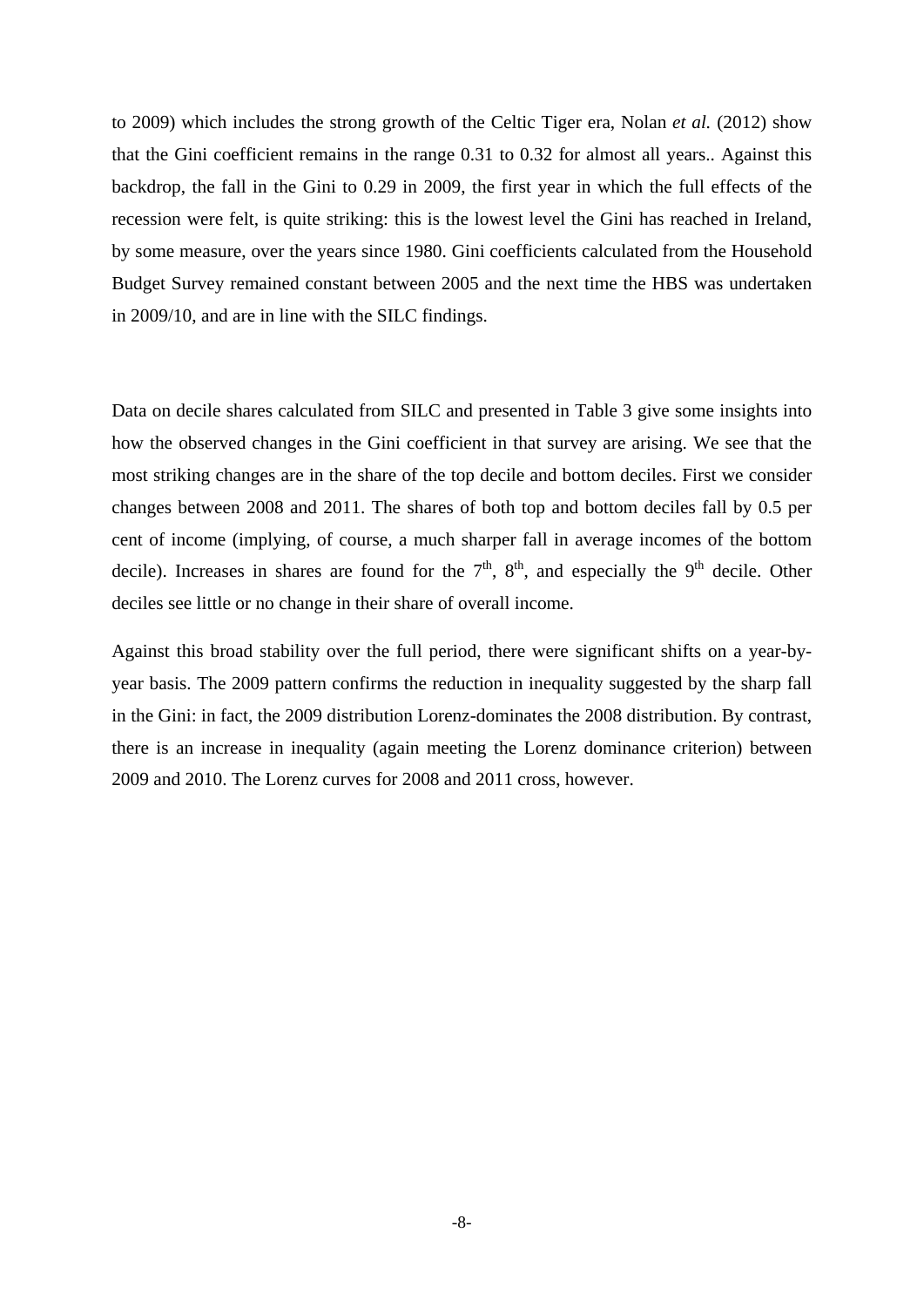to 2009) which includes the strong growth of the Celtic Tiger era, Nolan *et al.* (2012) show that the Gini coefficient remains in the range 0.31 to 0.32 for almost all years.. Against this backdrop, the fall in the Gini to 0.29 in 2009, the first year in which the full effects of the recession were felt, is quite striking: this is the lowest level the Gini has reached in Ireland, by some measure, over the years since 1980. Gini coefficients calculated from the Household Budget Survey remained constant between 2005 and the next time the HBS was undertaken in 2009/10, and are in line with the SILC findings.

Data on decile shares calculated from SILC and presented in Table 3 give some insights into how the observed changes in the Gini coefficient in that survey are arising. We see that the most striking changes are in the share of the top decile and bottom deciles. First we consider changes between 2008 and 2011. The shares of both top and bottom deciles fall by 0.5 per cent of income (implying, of course, a much sharper fall in average incomes of the bottom decile). Increases in shares are found for the $7^{th}$, $8^{th}$, and especially the $9^{th}$ decile. Other deciles see little or no change in their share of overall income.

Against this broad stability over the full period, there were significant shifts on a year-by-year basis. The 2009 pattern confirms the reduction in inequality suggested by the sharp fall in the Gini: in fact, the 2009 distribution Lorenz-dominates the 2008 distribution. By contrast, there is an increase in inequality (again meeting the Lorenz dominance criterion) between 2009 and 2010. The Lorenz curves for 2008 and 2011 cross, however.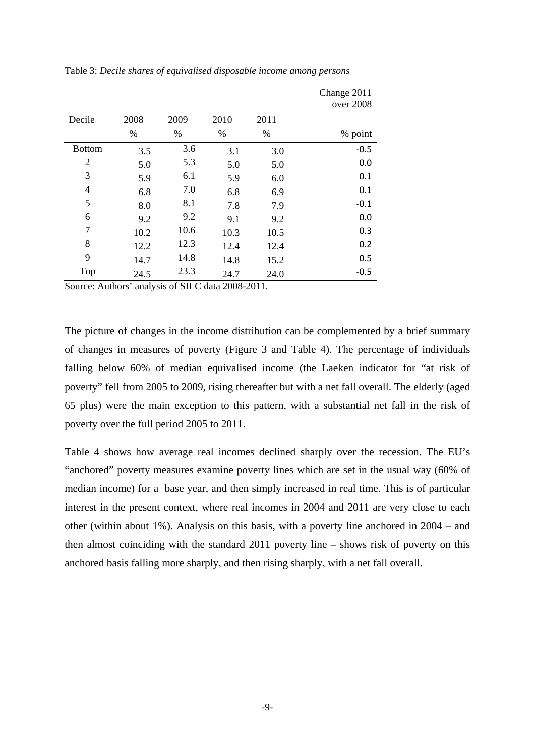Table 3: *Decile shares of equivalised disposable income among persons*

| Decile | 2008 | 2009 | 2010 | 2011 | Change 2011 over 2008 |
|---|---|---|---|---|---|
| | % | % | % | % | % point |
| Bottom | 3.5 | 3.6 | 3.1 | 3.0 | -0.5 |
| 2 | 5.0 | 5.3 | 5.0 | 5.0 | 0.0 |
| 3 | 5.9 | 6.1 | 5.9 | 6.0 | 0.1 |
| 4 | 6.8 | 7.0 | 6.8 | 6.9 | 0.1 |
| 5 | 8.0 | 8.1 | 7.8 | 7.9 | -0.1 |
| 6 | 9.2 | 9.2 | 9.1 | 9.2 | 0.0 |
| 7 | 10.2 | 10.6 | 10.3 | 10.5 | 0.3 |
| 8 | 12.2 | 12.3 | 12.4 | 12.4 | 0.2 |
| 9 | 14.7 | 14.8 | 14.8 | 15.2 | 0.5 |
| Top | 24.5 | 23.3 | 24.7 | 24.0 | -0.5 |

Source: Authors' analysis of SILC data 2008-2011.

The picture of changes in the income distribution can be complemented by a brief summary of changes in measures of poverty (Figure 3 and Table 4). The percentage of individuals falling below 60% of median equivalised income (the Laeken indicator for "at risk of poverty" fell from 2005 to 2009, rising thereafter but with a net fall overall. The elderly (aged 65 plus) were the main exception to this pattern, with a substantial net fall in the risk of poverty over the full period 2005 to 2011.

Table 4 shows how average real incomes declined sharply over the recession. The EU's "anchored" poverty measures examine poverty lines which are set in the usual way (60% of median income) for a base year, and then simply increased in real time. This is of particular interest in the present context, where real incomes in 2004 and 2011 are very close to each other (within about 1%). Analysis on this basis, with a poverty line anchored in 2004 – and then almost coinciding with the standard 2011 poverty line – shows risk of poverty on this anchored basis falling more sharply, and then rising sharply, with a net fall overall.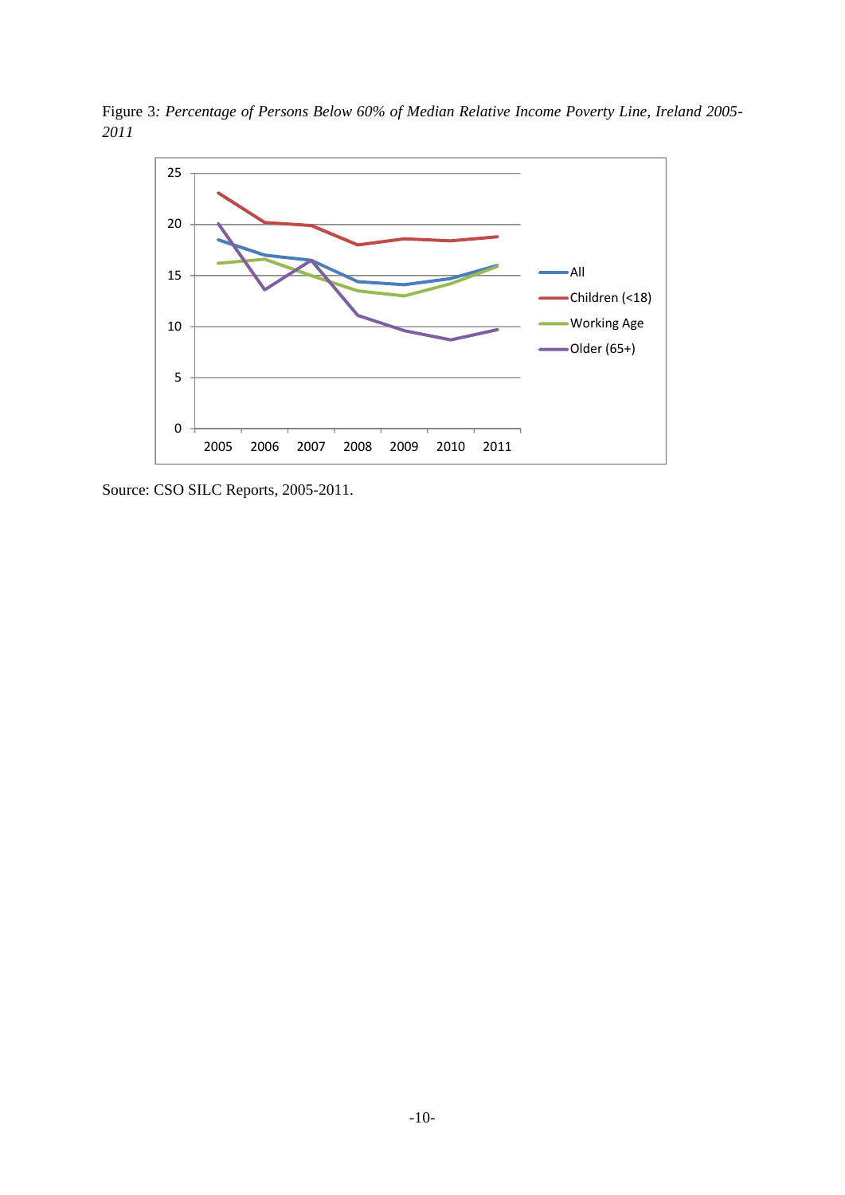Figure 3: *Percentage of Persons Below 60% of Median Relative Income Poverty Line, Ireland 2005-2011*

Source: CSO SILC Reports, 2005-2011.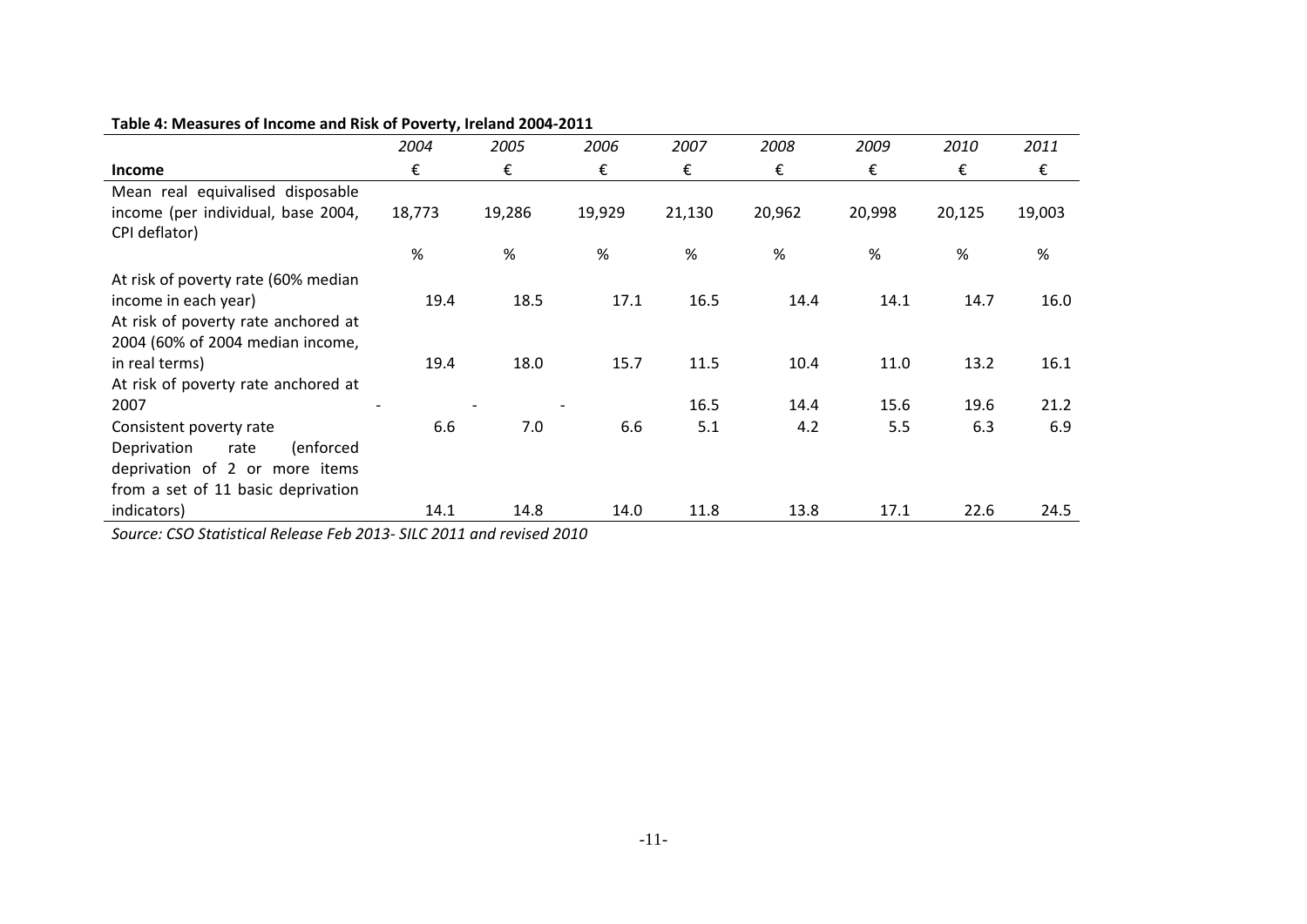**Table 4: Measures of Income and Risk of Poverty, Ireland 2004-2011**

| | *2004* | *2005* | *2006* | *2007* | *2008* | *2009* | *2010* | *2011* |
|---|---|---|---|---|---|---|---|---|
| **Income** | € | € | € | € | € | € | € | € |
| Mean real equivalised disposable income (per individual, base 2004, CPI deflator) | 18,773 | 19,286 | 19,929 | 21,130 | 20,962 | 20,998 | 20,125 | 19,003 |
| | % | % | % | % | % | % | % | % |
| At risk of poverty rate (60% median income in each year) | 19.4 | 18.5 | 17.1 | 16.5 | 14.4 | 14.1 | 14.7 | 16.0 |
| At risk of poverty rate anchored at 2004 (60% of 2004 median income, in real terms) | 19.4 | 18.0 | 15.7 | 11.5 | 10.4 | 11.0 | 13.2 | 16.1 |
| At risk of poverty rate anchored at 2007 | - | - | - | 16.5 | 14.4 | 15.6 | 19.6 | 21.2 |
| Consistent poverty rate | 6.6 | 7.0 | 6.6 | 5.1 | 4.2 | 5.5 | 6.3 | 6.9 |
| Deprivation rate (enforced deprivation of 2 or more items from a set of 11 basic deprivation indicators) | 14.1 | 14.8 | 14.0 | 11.8 | 13.8 | 17.1 | 22.6 | 24.5 |

*Source: CSO Statistical Release Feb 2013- SILC 2011 and revised 2010*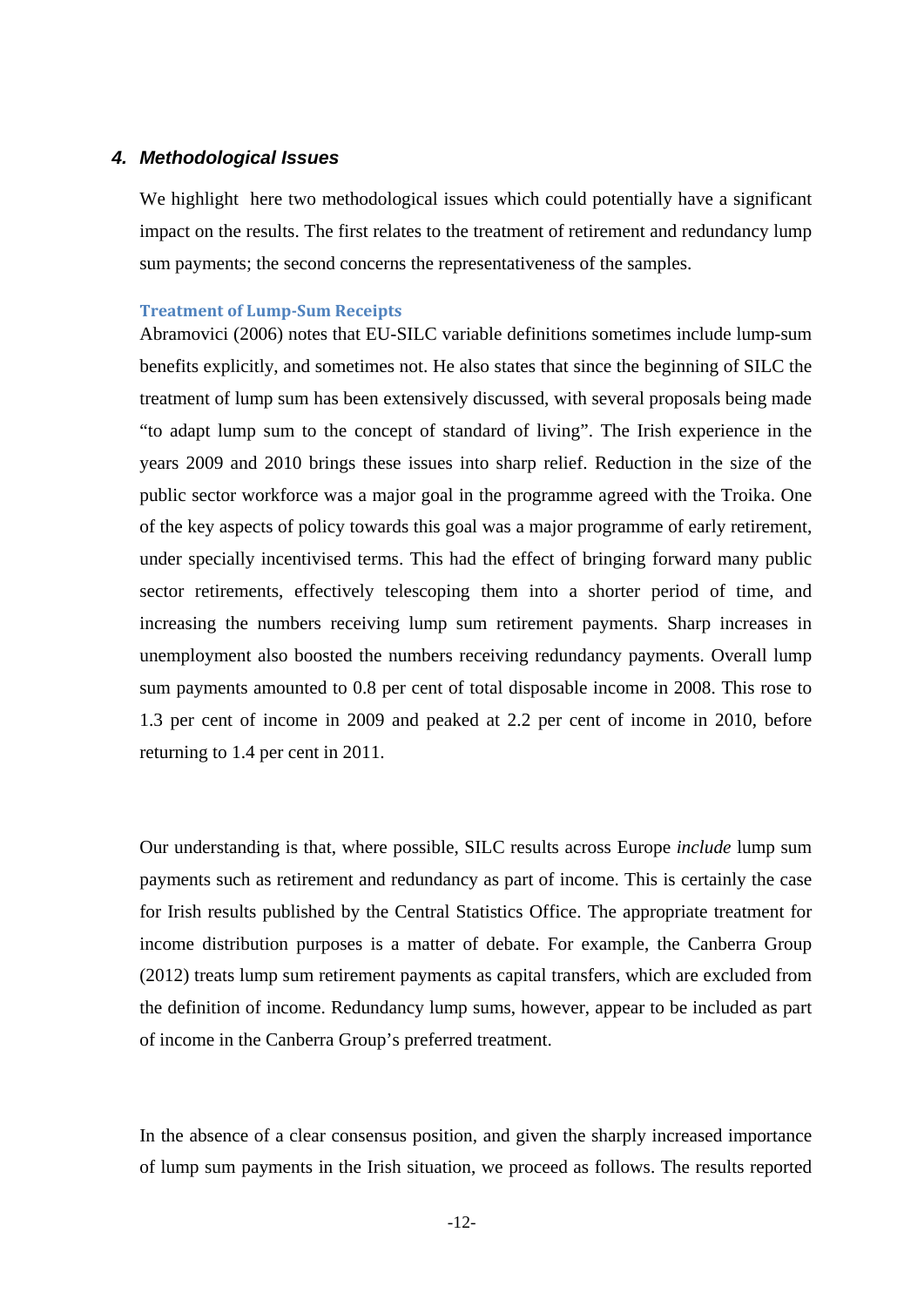## 4. *Methodological Issues*

We highlight here two methodological issues which could potentially have a significant impact on the results. The first relates to the treatment of retirement and redundancy lump sum payments; the second concerns the representativeness of the samples.

### Treatment of Lump-Sum Receipts

Abramovici (2006) notes that EU-SILC variable definitions sometimes include lump-sum benefits explicitly, and sometimes not. He also states that since the beginning of SILC the treatment of lump sum has been extensively discussed, with several proposals being made "to adapt lump sum to the concept of standard of living". The Irish experience in the years 2009 and 2010 brings these issues into sharp relief. Reduction in the size of the public sector workforce was a major goal in the programme agreed with the Troika. One of the key aspects of policy towards this goal was a major programme of early retirement, under specially incentivised terms. This had the effect of bringing forward many public sector retirements, effectively telescoping them into a shorter period of time, and increasing the numbers receiving lump sum retirement payments. Sharp increases in unemployment also boosted the numbers receiving redundancy payments. Overall lump sum payments amounted to 0.8 per cent of total disposable income in 2008. This rose to 1.3 per cent of income in 2009 and peaked at 2.2 per cent of income in 2010, before returning to 1.4 per cent in 2011.

Our understanding is that, where possible, SILC results across Europe *include* lump sum payments such as retirement and redundancy as part of income. This is certainly the case for Irish results published by the Central Statistics Office. The appropriate treatment for income distribution purposes is a matter of debate. For example, the Canberra Group (2012) treats lump sum retirement payments as capital transfers, which are excluded from the definition of income. Redundancy lump sums, however, appear to be included as part of income in the Canberra Group's preferred treatment.

In the absence of a clear consensus position, and given the sharply increased importance of lump sum payments in the Irish situation, we proceed as follows. The results reported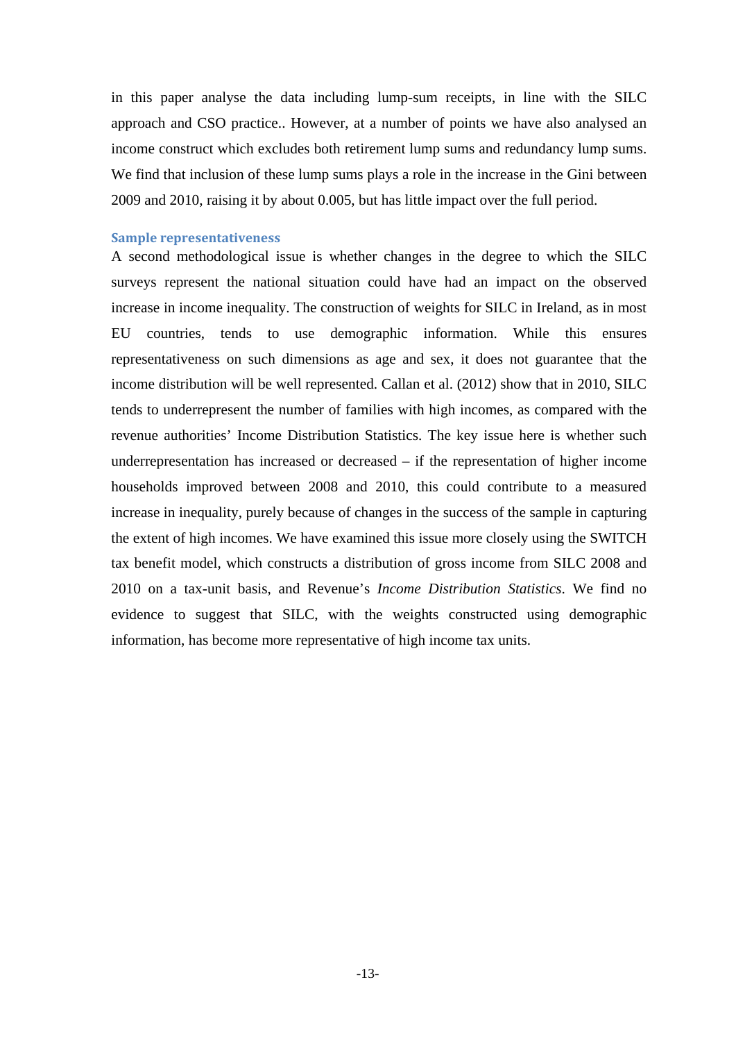in this paper analyse the data including lump-sum receipts, in line with the SILC approach and CSO practice.. However, at a number of points we have also analysed an income construct which excludes both retirement lump sums and redundancy lump sums. We find that inclusion of these lump sums plays a role in the increase in the Gini between 2009 and 2010, raising it by about 0.005, but has little impact over the full period.

### Sample representativeness

A second methodological issue is whether changes in the degree to which the SILC surveys represent the national situation could have had an impact on the observed increase in income inequality. The construction of weights for SILC in Ireland, as in most EU countries, tends to use demographic information. While this ensures representativeness on such dimensions as age and sex, it does not guarantee that the income distribution will be well represented. Callan et al. (2012) show that in 2010, SILC tends to underrepresent the number of families with high incomes, as compared with the revenue authorities' Income Distribution Statistics. The key issue here is whether such underrepresentation has increased or decreased – if the representation of higher income households improved between 2008 and 2010, this could contribute to a measured increase in inequality, purely because of changes in the success of the sample in capturing the extent of high incomes. We have examined this issue more closely using the SWITCH tax benefit model, which constructs a distribution of gross income from SILC 2008 and 2010 on a tax-unit basis, and Revenue's *Income Distribution Statistics*. We find no evidence to suggest that SILC, with the weights constructed using demographic information, has become more representative of high income tax units.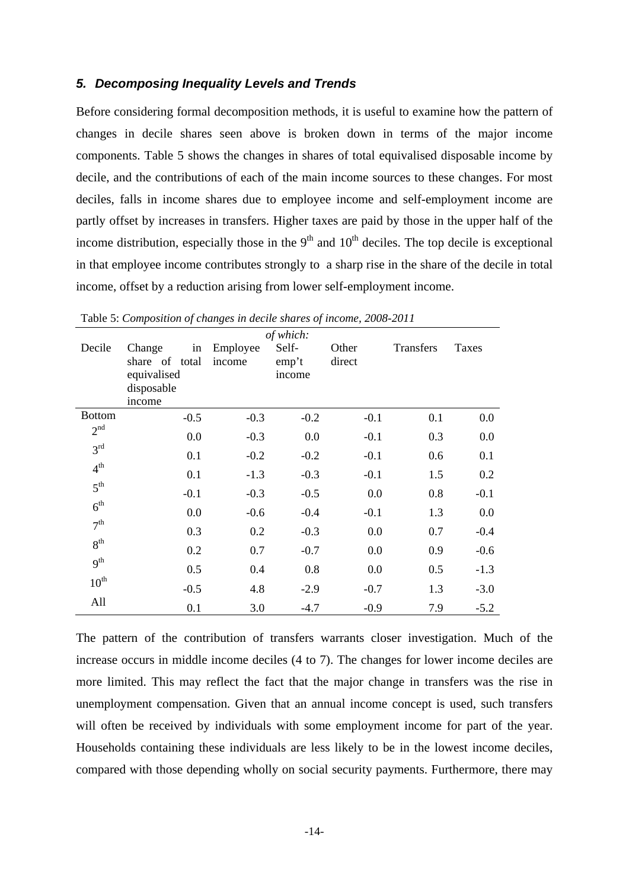### *5. Decomposing Inequality Levels and Trends*

Before considering formal decomposition methods, it is useful to examine how the pattern of changes in decile shares seen above is broken down in terms of the major income components. Table 5 shows the changes in shares of total equivalised disposable income by decile, and the contributions of each of the main income sources to these changes. For most deciles, falls in income shares due to employee income and self-employment income are partly offset by increases in transfers. Higher taxes are paid by those in the upper half of the income distribution, especially those in the 9th and 10th deciles. The top decile is exceptional in that employee income contributes strongly to a sharp rise in the share of the decile in total income, offset by a reduction arising from lower self-employment income.

Table 5: *Composition of changes in decile shares of income, 2008-2011*

| Decile | Change in share of total equivalised disposable income | *of which:* Employee income | Self-emp't income | Other direct | Transfers | Taxes |
|---|---|---|---|---|---|---|
| Bottom | -0.5 | -0.3 | -0.2 | -0.1 | 0.1 | 0.0 |
| 2nd | 0.0 | -0.3 | 0.0 | -0.1 | 0.3 | 0.0 |
| 3rd | 0.1 | -0.2 | -0.2 | -0.1 | 0.6 | 0.1 |
| 4th | 0.1 | -1.3 | -0.3 | -0.1 | 1.5 | 0.2 |
| 5th | -0.1 | -0.3 | -0.5 | 0.0 | 0.8 | -0.1 |
| 6th | 0.0 | -0.6 | -0.4 | -0.1 | 1.3 | 0.0 |
| 7th | 0.3 | 0.2 | -0.3 | 0.0 | 0.7 | -0.4 |
| 8th | 0.2 | 0.7 | -0.7 | 0.0 | 0.9 | -0.6 |
| 9th | 0.5 | 0.4 | 0.8 | 0.0 | 0.5 | -1.3 |
| 10th | -0.5 | 4.8 | -2.9 | -0.7 | 1.3 | -3.0 |
| All | 0.1 | 3.0 | -4.7 | -0.9 | 7.9 | -5.2 |

The pattern of the contribution of transfers warrants closer investigation. Much of the increase occurs in middle income deciles (4 to 7). The changes for lower income deciles are more limited. This may reflect the fact that the major change in transfers was the rise in unemployment compensation. Given that an annual income concept is used, such transfers will often be received by individuals with some employment income for part of the year. Households containing these individuals are less likely to be in the lowest income deciles, compared with those depending wholly on social security payments. Furthermore, there may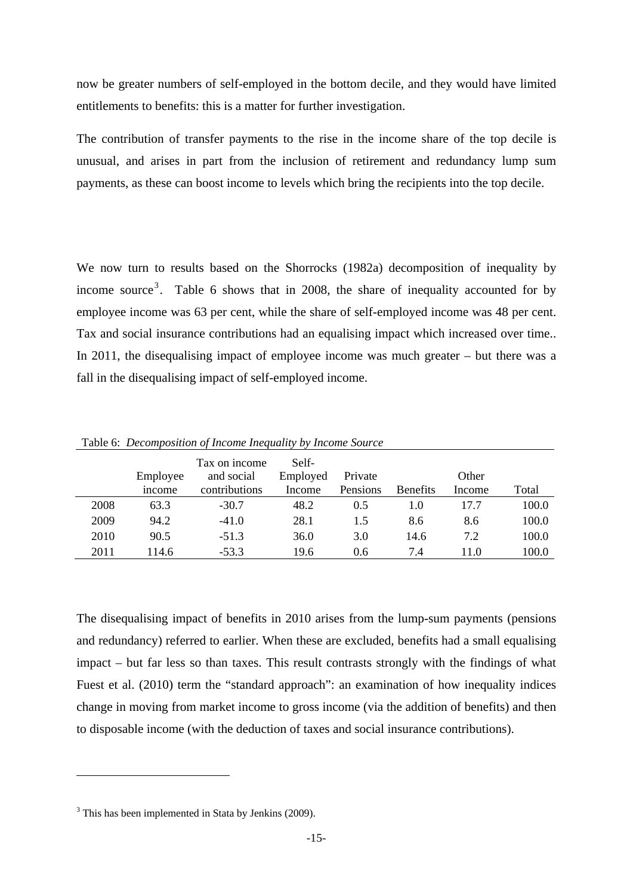now be greater numbers of self-employed in the bottom decile, and they would have limited entitlements to benefits: this is a matter for further investigation.

The contribution of transfer payments to the rise in the income share of the top decile is unusual, and arises in part from the inclusion of retirement and redundancy lump sum payments, as these can boost income to levels which bring the recipients into the top decile.

We now turn to results based on the Shorrocks (1982a) decomposition of inequality by income source[3]. Table 6 shows that in 2008, the share of inequality accounted for by employee income was 63 per cent, while the share of self-employed income was 48 per cent. Tax and social insurance contributions had an equalising impact which increased over time.. In 2011, the disequalising impact of employee income was much greater – but there was a fall in the disequalising impact of self-employed income.

Table 6: *Decomposition of Income Inequality by Income Source*

| | Employee income | Tax on income and social contributions | Self-Employed Income | Private Pensions | Benefits | Other Income | Total |
|---|---|---|---|---|---|---|---|
| 2008 | 63.3 | -30.7 | 48.2 | 0.5 | 1.0 | 17.7 | 100.0 |
| 2009 | 94.2 | -41.0 | 28.1 | 1.5 | 8.6 | 8.6 | 100.0 |
| 2010 | 90.5 | -51.3 | 36.0 | 3.0 | 14.6 | 7.2 | 100.0 |
| 2011 | 114.6 | -53.3 | 19.6 | 0.6 | 7.4 | 11.0 | 100.0 |

The disequalising impact of benefits in 2010 arises from the lump-sum payments (pensions and redundancy) referred to earlier. When these are excluded, benefits had a small equalising impact – but far less so than taxes. This result contrasts strongly with the findings of what Fuest et al. (2010) term the "standard approach": an examination of how inequality indices change in moving from market income to gross income (via the addition of benefits) and then to disposable income (with the deduction of taxes and social insurance contributions).

[3] This has been implemented in Stata by Jenkins (2009).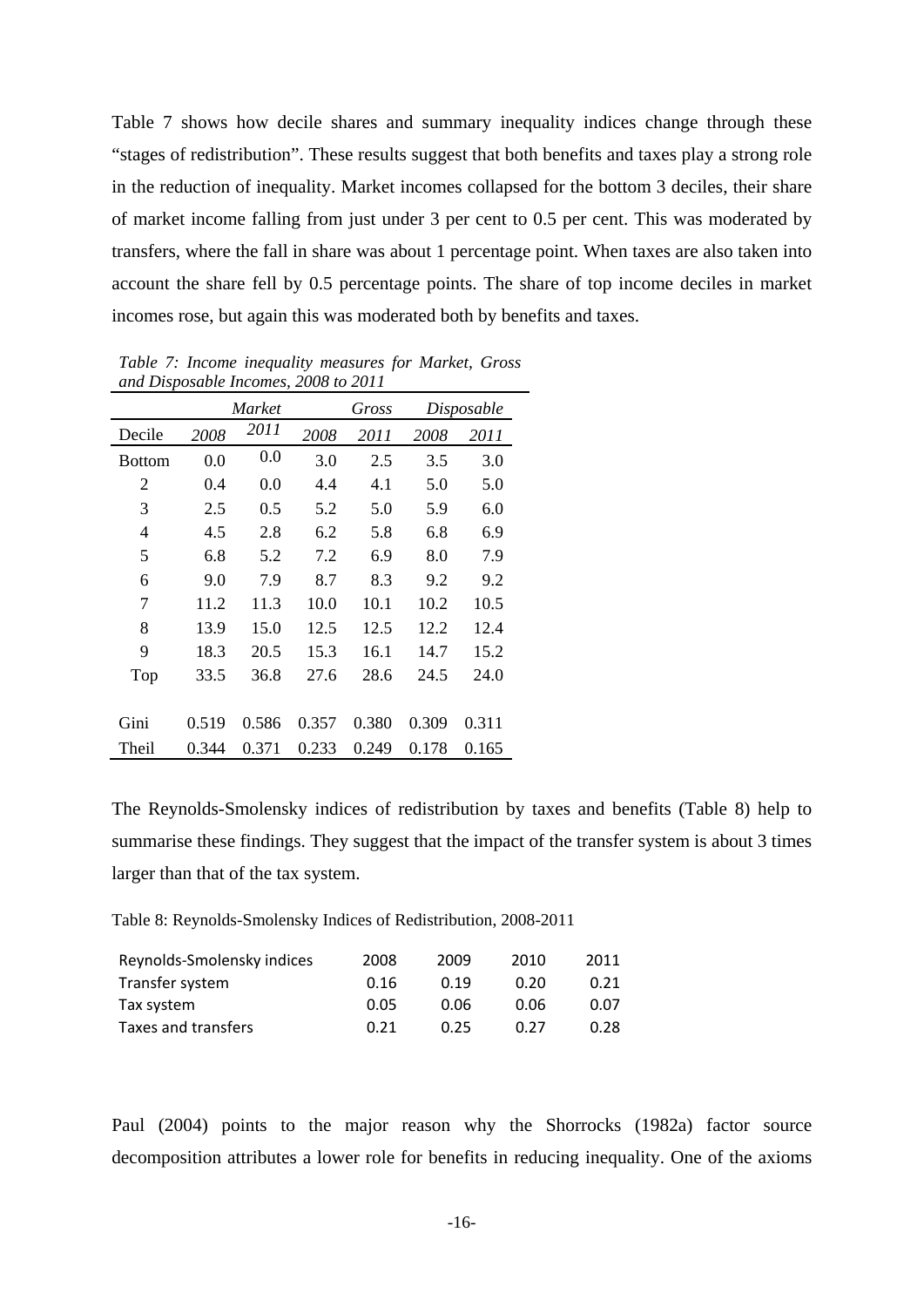Table 7 shows how decile shares and summary inequality indices change through these "stages of redistribution". These results suggest that both benefits and taxes play a strong role in the reduction of inequality. Market incomes collapsed for the bottom 3 deciles, their share of market income falling from just under 3 per cent to 0.5 per cent. This was moderated by transfers, where the fall in share was about 1 percentage point. When taxes are also taken into account the share fell by 0.5 percentage points. The share of top income deciles in market incomes rose, but again this was moderated both by benefits and taxes.

*Table 7: Income inequality measures for Market, Gross and Disposable Incomes, 2008 to 2011*

| | *Market* | | *Gross* | | *Disposable* | |
|---|---|---|---|---|---|---|
| Decile | *2008* | *2011* | *2008* | *2011* | *2008* | *2011* |
| Bottom | 0.0 | 0.0 | 3.0 | 2.5 | 3.5 | 3.0 |
| 2 | 0.4 | 0.0 | 4.4 | 4.1 | 5.0 | 5.0 |
| 3 | 2.5 | 0.5 | 5.2 | 5.0 | 5.9 | 6.0 |
| 4 | 4.5 | 2.8 | 6.2 | 5.8 | 6.8 | 6.9 |
| 5 | 6.8 | 5.2 | 7.2 | 6.9 | 8.0 | 7.9 |
| 6 | 9.0 | 7.9 | 8.7 | 8.3 | 9.2 | 9.2 |
| 7 | 11.2 | 11.3 | 10.0 | 10.1 | 10.2 | 10.5 |
| 8 | 13.9 | 15.0 | 12.5 | 12.5 | 12.2 | 12.4 |
| 9 | 18.3 | 20.5 | 15.3 | 16.1 | 14.7 | 15.2 |
| Top | 33.5 | 36.8 | 27.6 | 28.6 | 24.5 | 24.0 |
| | | | | | | |
| Gini | 0.519 | 0.586 | 0.357 | 0.380 | 0.309 | 0.311 |
| Theil | 0.344 | 0.371 | 0.233 | 0.249 | 0.178 | 0.165 |

The Reynolds-Smolensky indices of redistribution by taxes and benefits (Table 8) help to summarise these findings. They suggest that the impact of the transfer system is about 3 times larger than that of the tax system.

Table 8: Reynolds-Smolensky Indices of Redistribution, 2008-2011

| Reynolds-Smolensky indices | 2008 | 2009 | 2010 | 2011 |
|---|---|---|---|---|
| Transfer system | 0.16 | 0.19 | 0.20 | 0.21 |
| Tax system | 0.05 | 0.06 | 0.06 | 0.07 |
| Taxes and transfers | 0.21 | 0.25 | 0.27 | 0.28 |

Paul (2004) points to the major reason why the Shorrocks (1982a) factor source decomposition attributes a lower role for benefits in reducing inequality. One of the axioms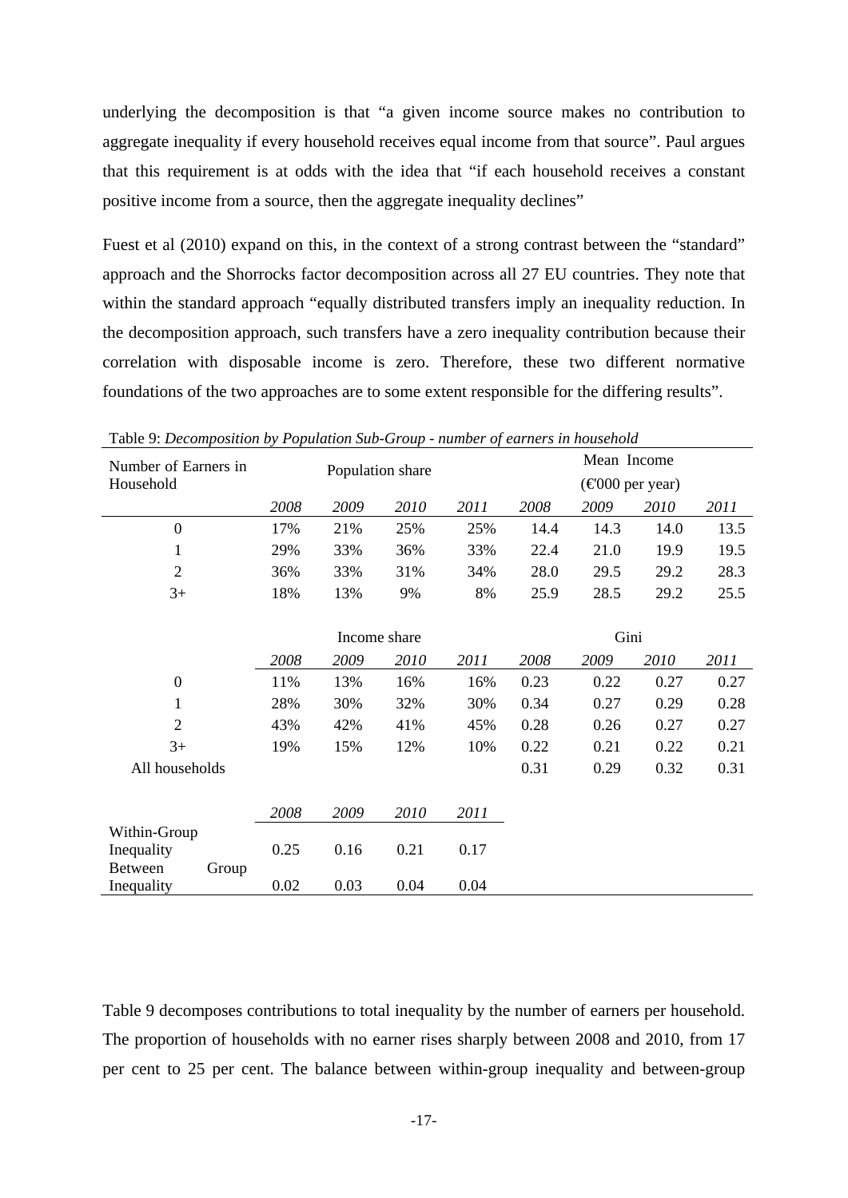underlying the decomposition is that "a given income source makes no contribution to aggregate inequality if every household receives equal income from that source". Paul argues that this requirement is at odds with the idea that "if each household receives a constant positive income from a source, then the aggregate inequality declines"

Fuest et al (2010) expand on this, in the context of a strong contrast between the "standard" approach and the Shorrocks factor decomposition across all 27 EU countries. They note that within the standard approach "equally distributed transfers imply an inequality reduction. In the decomposition approach, such transfers have a zero inequality contribution because their correlation with disposable income is zero. Therefore, these two different normative foundations of the two approaches are to some extent responsible for the differing results".

Table 9: *Decomposition by Population Sub-Group - number of earners in household*

| Number of Earners in Household | Population share | | | | Mean Income (€000 per year) | | | |
|---|---|---|---|---|---|---|---|---|
| | *2008* | *2009* | *2010* | *2011* | *2008* | *2009* | *2010* | *2011* |
| 0 | 17% | 21% | 25% | 25% | 14.4 | 14.3 | 14.0 | 13.5 |
| 1 | 29% | 33% | 36% | 33% | 22.4 | 21.0 | 19.9 | 19.5 |
| 2 | 36% | 33% | 31% | 34% | 28.0 | 29.5 | 29.2 | 28.3 |
| 3+ | 18% | 13% | 9% | 8% | 25.9 | 28.5 | 29.2 | 25.5 |
| | Income share | | | | Gini | | | |
| | *2008* | *2009* | *2010* | *2011* | *2008* | *2009* | *2010* | *2011* |
| 0 | 11% | 13% | 16% | 16% | 0.23 | 0.22 | 0.27 | 0.27 |
| 1 | 28% | 30% | 32% | 30% | 0.34 | 0.27 | 0.29 | 0.28 |
| 2 | 43% | 42% | 41% | 45% | 0.28 | 0.26 | 0.27 | 0.27 |
| 3+ | 19% | 15% | 12% | 10% | 0.22 | 0.21 | 0.22 | 0.21 |
| All households | | | | | 0.31 | 0.29 | 0.32 | 0.31 |
| | *2008* | *2009* | *2010* | *2011* | | | | |
| Within-Group Inequality | 0.25 | 0.16 | 0.21 | 0.17 | | | | |
| Between Group Inequality | 0.02 | 0.03 | 0.04 | 0.04 | | | | |

Table 9 decomposes contributions to total inequality by the number of earners per household. The proportion of households with no earner rises sharply between 2008 and 2010, from 17 per cent to 25 per cent. The balance between within-group inequality and between-group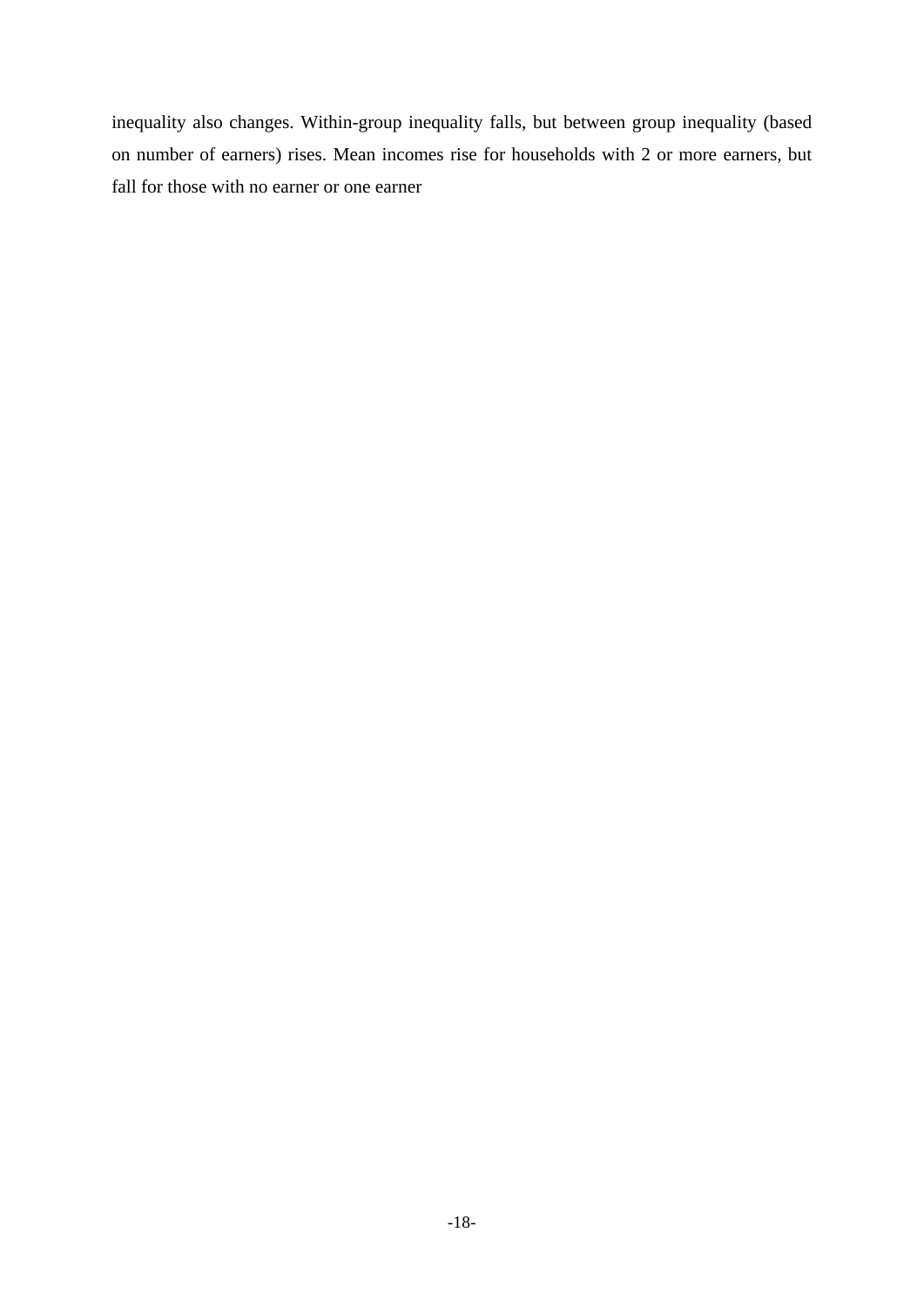inequality also changes. Within-group inequality falls, but between group inequality (based on number of earners) rises. Mean incomes rise for households with 2 or more earners, but fall for those with no earner or one earner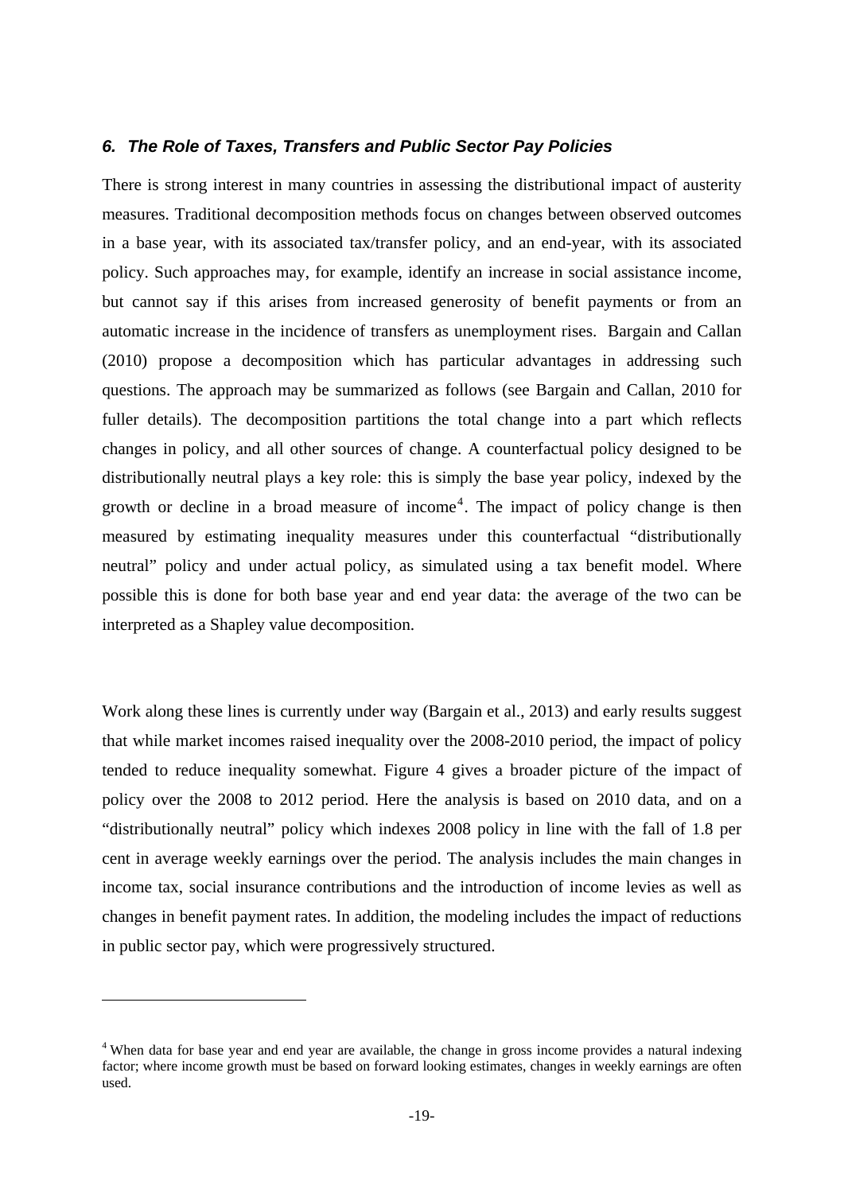### *6. The Role of Taxes, Transfers and Public Sector Pay Policies*

There is strong interest in many countries in assessing the distributional impact of austerity measures. Traditional decomposition methods focus on changes between observed outcomes in a base year, with its associated tax/transfer policy, and an end-year, with its associated policy. Such approaches may, for example, identify an increase in social assistance income, but cannot say if this arises from increased generosity of benefit payments or from an automatic increase in the incidence of transfers as unemployment rises. Bargain and Callan (2010) propose a decomposition which has particular advantages in addressing such questions. The approach may be summarized as follows (see Bargain and Callan, 2010 for fuller details). The decomposition partitions the total change into a part which reflects changes in policy, and all other sources of change. A counterfactual policy designed to be distributionally neutral plays a key role: this is simply the base year policy, indexed by the growth or decline in a broad measure of income[4]. The impact of policy change is then measured by estimating inequality measures under this counterfactual "distributionally neutral" policy and under actual policy, as simulated using a tax benefit model. Where possible this is done for both base year and end year data: the average of the two can be interpreted as a Shapley value decomposition.

Work along these lines is currently under way (Bargain et al., 2013) and early results suggest that while market incomes raised inequality over the 2008-2010 period, the impact of policy tended to reduce inequality somewhat. Figure 4 gives a broader picture of the impact of policy over the 2008 to 2012 period. Here the analysis is based on 2010 data, and on a "distributionally neutral" policy which indexes 2008 policy in line with the fall of 1.8 per cent in average weekly earnings over the period. The analysis includes the main changes in income tax, social insurance contributions and the introduction of income levies as well as changes in benefit payment rates. In addition, the modeling includes the impact of reductions in public sector pay, which were progressively structured.

---

[4] When data for base year and end year are available, the change in gross income provides a natural indexing factor; where income growth must be based on forward looking estimates, changes in weekly earnings are often used.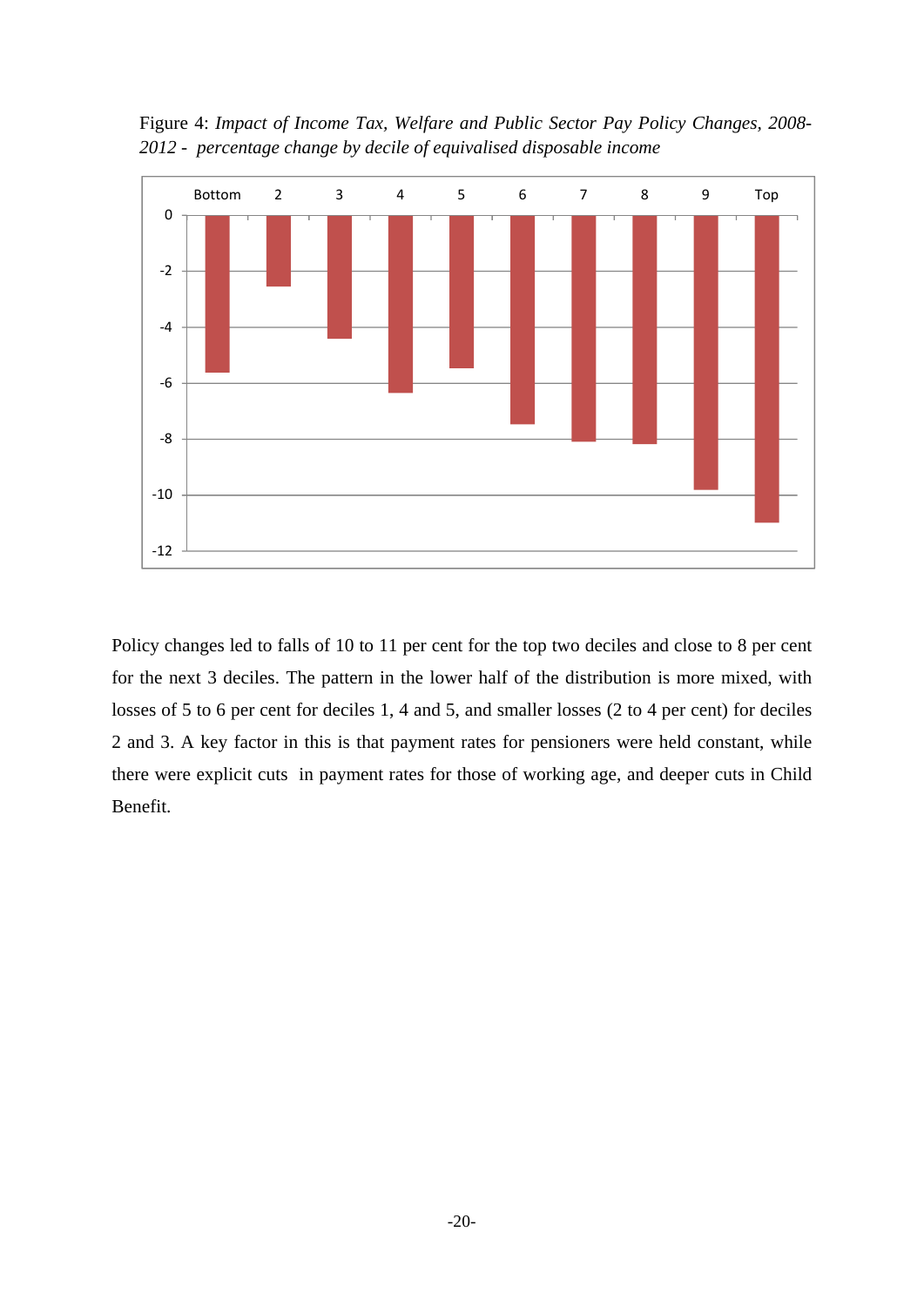Figure 4: *Impact of Income Tax, Welfare and Public Sector Pay Policy Changes, 2008-2012 - percentage change by decile of equivalised disposable income*

Policy changes led to falls of 10 to 11 per cent for the top two deciles and close to 8 per cent for the next 3 deciles. The pattern in the lower half of the distribution is more mixed, with losses of 5 to 6 per cent for deciles 1, 4 and 5, and smaller losses (2 to 4 per cent) for deciles 2 and 3. A key factor in this is that payment rates for pensioners were held constant, while there were explicit cuts in payment rates for those of working age, and deeper cuts in Child Benefit.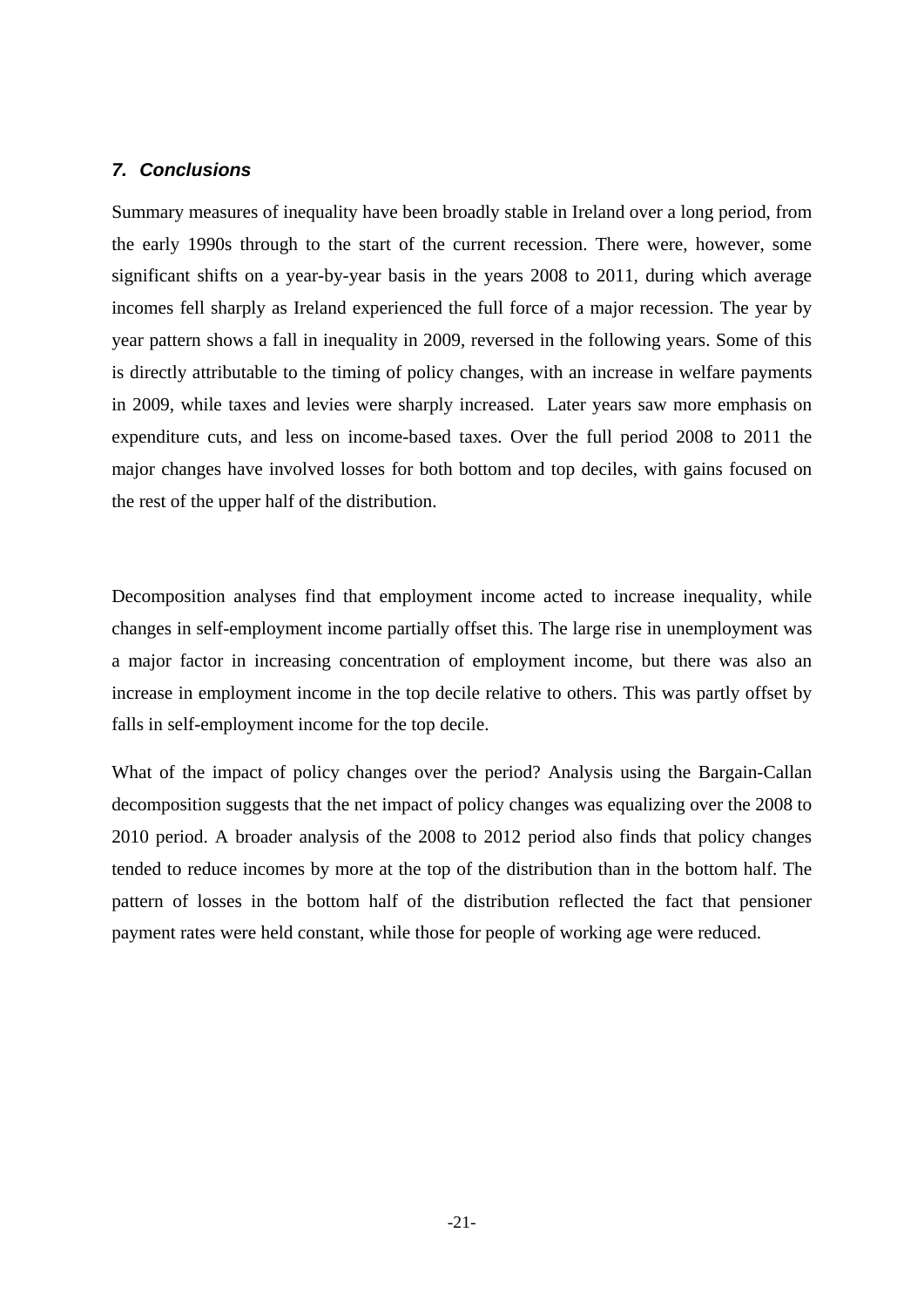## *7. Conclusions*

Summary measures of inequality have been broadly stable in Ireland over a long period, from the early 1990s through to the start of the current recession. There were, however, some significant shifts on a year-by-year basis in the years 2008 to 2011, during which average incomes fell sharply as Ireland experienced the full force of a major recession. The year by year pattern shows a fall in inequality in 2009, reversed in the following years. Some of this is directly attributable to the timing of policy changes, with an increase in welfare payments in 2009, while taxes and levies were sharply increased. Later years saw more emphasis on expenditure cuts, and less on income-based taxes. Over the full period 2008 to 2011 the major changes have involved losses for both bottom and top deciles, with gains focused on the rest of the upper half of the distribution.

Decomposition analyses find that employment income acted to increase inequality, while changes in self-employment income partially offset this. The large rise in unemployment was a major factor in increasing concentration of employment income, but there was also an increase in employment income in the top decile relative to others. This was partly offset by falls in self-employment income for the top decile.

What of the impact of policy changes over the period? Analysis using the Bargain-Callan decomposition suggests that the net impact of policy changes was equalizing over the 2008 to 2010 period. A broader analysis of the 2008 to 2012 period also finds that policy changes tended to reduce incomes by more at the top of the distribution than in the bottom half. The pattern of losses in the bottom half of the distribution reflected the fact that pensioner payment rates were held constant, while those for people of working age were reduced.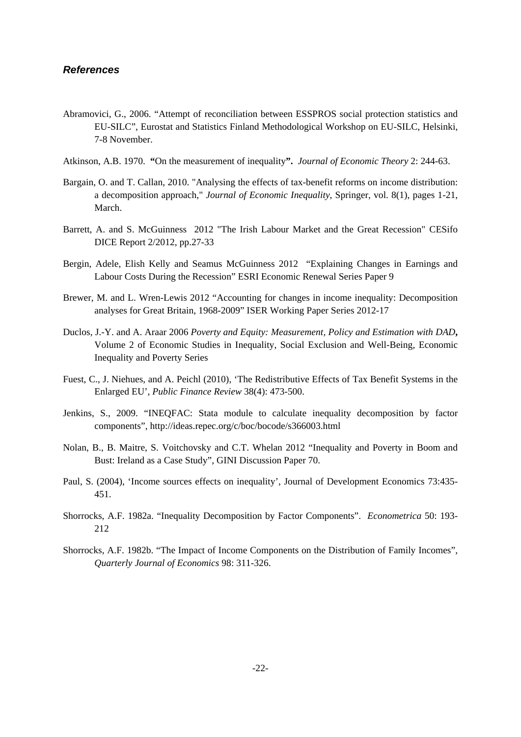### *References*

Abramovici, G., 2006. "Attempt of reconciliation between ESSPROS social protection statistics and EU-SILC", Eurostat and Statistics Finland Methodological Workshop on EU-SILC, Helsinki, 7-8 November.

Atkinson, A.B. 1970. **"**On the measurement of inequality**".** *Journal of Economic Theory* 2: 244-63.

Bargain, O. and T. Callan, 2010. "Analysing the effects of tax-benefit reforms on income distribution: a decomposition approach," *Journal of Economic Inequality*, Springer, vol. 8(1), pages 1-21, March.

Barrett, A. and S. McGuinness 2012 "The Irish Labour Market and the Great Recession" CESifo DICE Report 2/2012, pp.27-33

Bergin, Adele, Elish Kelly and Seamus McGuinness 2012 "Explaining Changes in Earnings and Labour Costs During the Recession" ESRI Economic Renewal Series Paper 9

Brewer, M. and L. Wren-Lewis 2012 "Accounting for changes in income inequality: Decomposition analyses for Great Britain, 1968-2009" ISER Working Paper Series 2012-17

Duclos, J.-Y. and A. Araar 2006 *Poverty and Equity: Measurement, Policy and Estimation with DAD***,** Volume 2 of Economic Studies in Inequality, Social Exclusion and Well-Being, Economic Inequality and Poverty Series

Fuest, C., J. Niehues, and A. Peichl (2010), 'The Redistributive Effects of Tax Benefit Systems in the Enlarged EU', *Public Finance Review* 38(4): 473-500.

Jenkins, S., 2009. "INEQFAC: Stata module to calculate inequality decomposition by factor components", http://ideas.repec.org/c/boc/bocode/s366003.html

Nolan, B., B. Maitre, S. Voitchovsky and C.T. Whelan 2012 "Inequality and Poverty in Boom and Bust: Ireland as a Case Study", GINI Discussion Paper 70.

Paul, S. (2004), 'Income sources effects on inequality', Journal of Development Economics 73:435-451.

Shorrocks, A.F. 1982a. "Inequality Decomposition by Factor Components". *Econometrica* 50: 193-212

Shorrocks, A.F. 1982b. "The Impact of Income Components on the Distribution of Family Incomes", *Quarterly Journal of Economics* 98: 311-326.